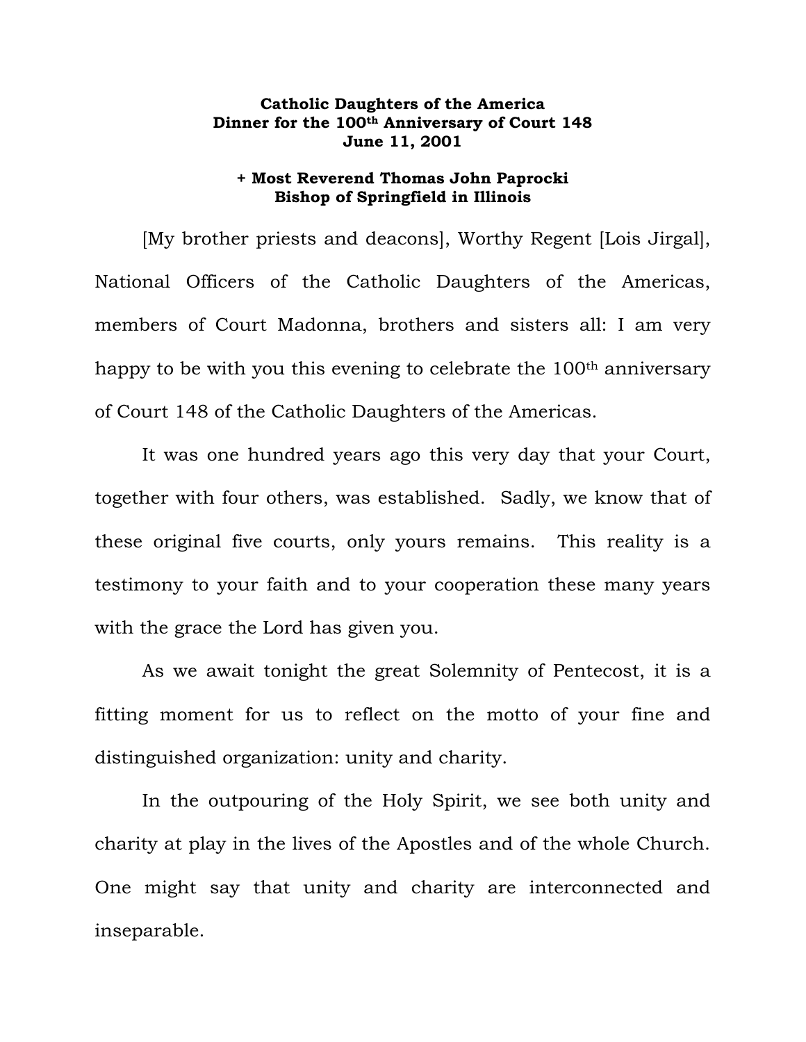**Catholic Daughters of the America**
**Dinner for the 100th Anniversary of Court 148**
**June 11, 2001**

**+ Most Reverend Thomas John Paprocki**
**Bishop of Springfield in Illinois**

[My brother priests and deacons], Worthy Regent [Lois Jirgal], National Officers of the Catholic Daughters of the Americas, members of Court Madonna, brothers and sisters all: I am very happy to be with you this evening to celebrate the 100th anniversary of Court 148 of the Catholic Daughters of the Americas.

It was one hundred years ago this very day that your Court, together with four others, was established. Sadly, we know that of these original five courts, only yours remains. This reality is a testimony to your faith and to your cooperation these many years with the grace the Lord has given you.

As we await tonight the great Solemnity of Pentecost, it is a fitting moment for us to reflect on the motto of your fine and distinguished organization: unity and charity.

In the outpouring of the Holy Spirit, we see both unity and charity at play in the lives of the Apostles and of the whole Church. One might say that unity and charity are interconnected and inseparable.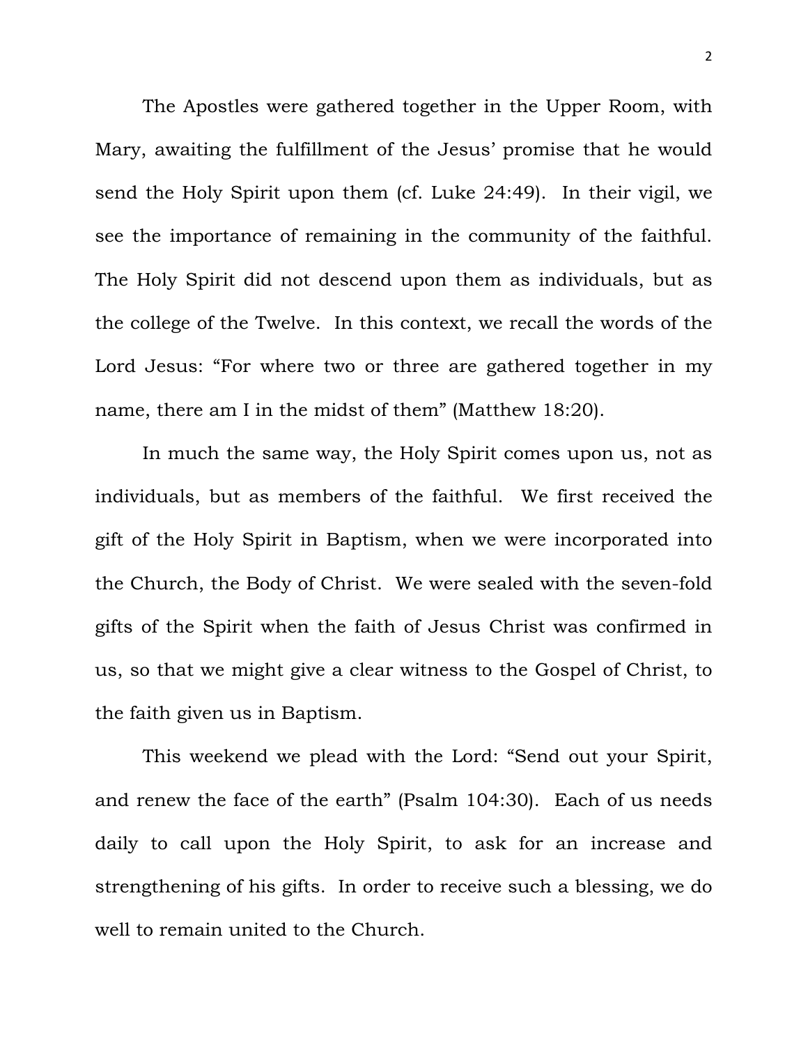The Apostles were gathered together in the Upper Room, with Mary, awaiting the fulfillment of the Jesus' promise that he would send the Holy Spirit upon them (cf. Luke 24:49). In their vigil, we see the importance of remaining in the community of the faithful. The Holy Spirit did not descend upon them as individuals, but as the college of the Twelve. In this context, we recall the words of the Lord Jesus: "For where two or three are gathered together in my name, there am I in the midst of them" (Matthew 18:20).

In much the same way, the Holy Spirit comes upon us, not as individuals, but as members of the faithful. We first received the gift of the Holy Spirit in Baptism, when we were incorporated into the Church, the Body of Christ. We were sealed with the seven-fold gifts of the Spirit when the faith of Jesus Christ was confirmed in us, so that we might give a clear witness to the Gospel of Christ, to the faith given us in Baptism.

This weekend we plead with the Lord: "Send out your Spirit, and renew the face of the earth" (Psalm 104:30). Each of us needs daily to call upon the Holy Spirit, to ask for an increase and strengthening of his gifts. In order to receive such a blessing, we do well to remain united to the Church.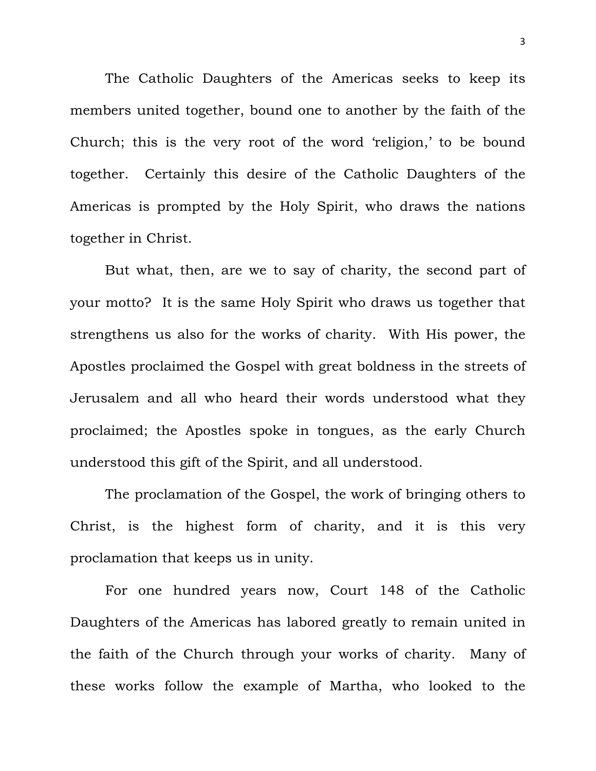The Catholic Daughters of the Americas seeks to keep its members united together, bound one to another by the faith of the Church; this is the very root of the word 'religion,' to be bound together. Certainly this desire of the Catholic Daughters of the Americas is prompted by the Holy Spirit, who draws the nations together in Christ.

But what, then, are we to say of charity, the second part of your motto? It is the same Holy Spirit who draws us together that strengthens us also for the works of charity. With His power, the Apostles proclaimed the Gospel with great boldness in the streets of Jerusalem and all who heard their words understood what they proclaimed; the Apostles spoke in tongues, as the early Church understood this gift of the Spirit, and all understood.

The proclamation of the Gospel, the work of bringing others to Christ, is the highest form of charity, and it is this very proclamation that keeps us in unity.

For one hundred years now, Court 148 of the Catholic Daughters of the Americas has labored greatly to remain united in the faith of the Church through your works of charity. Many of these works follow the example of Martha, who looked to the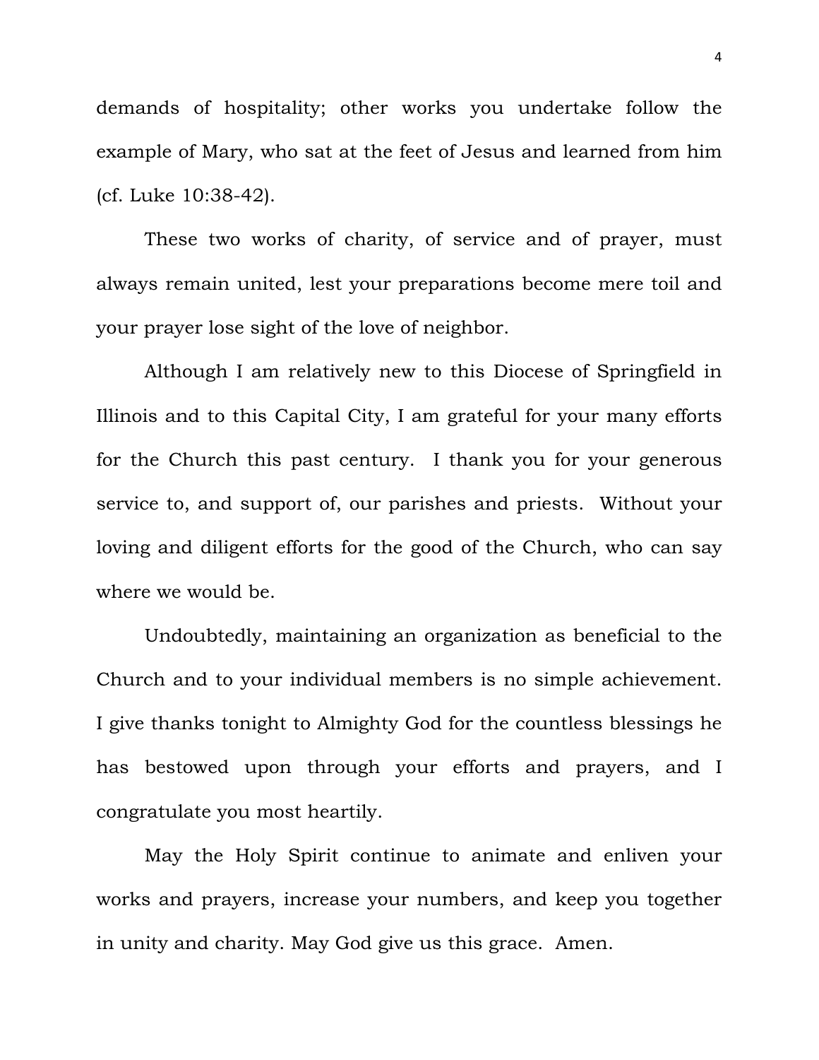demands of hospitality; other works you undertake follow the example of Mary, who sat at the feet of Jesus and learned from him (cf. Luke 10:38-42).

These two works of charity, of service and of prayer, must always remain united, lest your preparations become mere toil and your prayer lose sight of the love of neighbor.

Although I am relatively new to this Diocese of Springfield in Illinois and to this Capital City, I am grateful for your many efforts for the Church this past century. I thank you for your generous service to, and support of, our parishes and priests. Without your loving and diligent efforts for the good of the Church, who can say where we would be.

Undoubtedly, maintaining an organization as beneficial to the Church and to your individual members is no simple achievement. I give thanks tonight to Almighty God for the countless blessings he has bestowed upon through your efforts and prayers, and I congratulate you most heartily.

May the Holy Spirit continue to animate and enliven your works and prayers, increase your numbers, and keep you together in unity and charity. May God give us this grace. Amen.